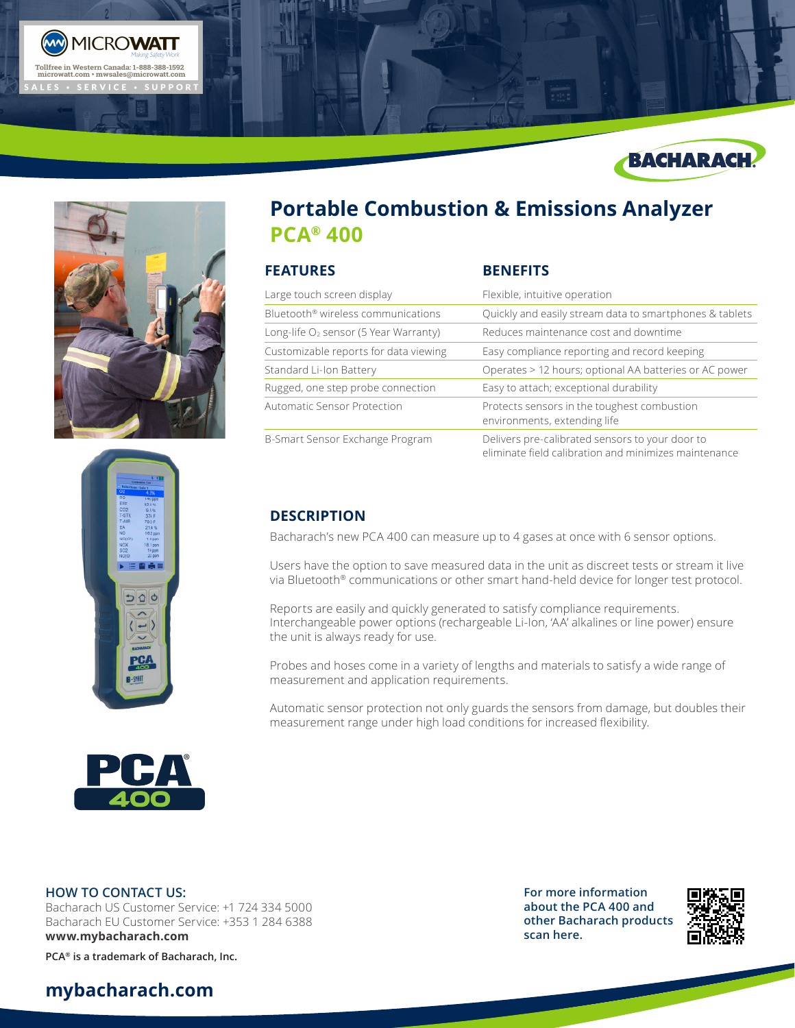MICROWATT
Making Safety Work
Tollfree in Western Canada: 1-888-388-1592
microwatt.com • mwsales@microwatt.com
SALES • SERVICE • SUPPORT

BACHARACH

# Portable Combustion & Emissions Analyzer
## PCA® 400

| FEATURES | BENEFITS |
| --- | --- |
| Large touch screen display | Flexible, intuitive operation |
| Bluetooth® wireless communications | Quickly and easily stream data to smartphones & tablets |
| Long-life $O_2$ sensor (5 Year Warranty) | Reduces maintenance cost and downtime |
| Customizable reports for data viewing | Easy compliance reporting and record keeping |
| Standard Li-Ion Battery | Operates > 12 hours; optional AA batteries or AC power |
| Rugged, one step probe connection | Easy to attach; exceptional durability |
| Automatic Sensor Protection | Protects sensors in the toughest combustion environments, extending life |
| B-Smart Sensor Exchange Program | Delivers pre-calibrated sensors to your door to eliminate field calibration and minimizes maintenance |

## DESCRIPTION

Bacharach's new PCA 400 can measure up to 4 gases at once with 6 sensor options.

Users have the option to save measured data in the unit as discreet tests or stream it live via Bluetooth® communications or other smart hand-held device for longer test protocol.

Reports are easily and quickly generated to satisfy compliance requirements. Interchangeable power options (rechargeable Li-Ion, 'AA' alkalines or line power) ensure the unit is always ready for use.

Probes and hoses come in a variety of lengths and materials to satisfy a wide range of measurement and application requirements.

Automatic sensor protection not only guards the sensors from damage, but doubles their measurement range under high load conditions for increased flexibility.

PCA® 400

### HOW TO CONTACT US:

Bacharach US Customer Service: +1 724 334 5000
Bacharach EU Customer Service: +353 1 284 6388
**www.mybacharach.com**

**PCA® is a trademark of Bacharach, Inc.**

**For more information about the PCA 400 and other Bacharach products scan here.**

**mybacharach.com**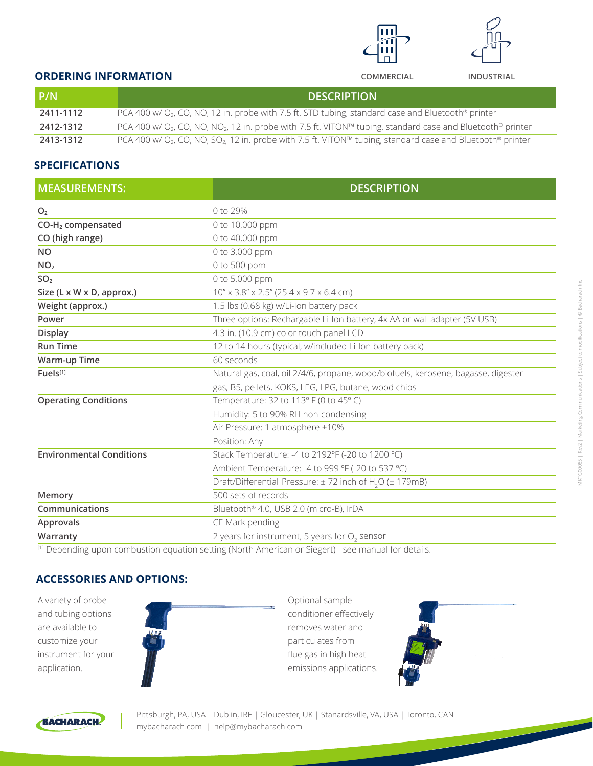COMMERCIAL INDUSTRIAL

## ORDERING INFORMATION

| P/N | DESCRIPTION |
|---|---|
| 2411-1112 | PCA 400 w/ $O_2$, CO, NO, 12 in. probe with 7.5 ft. STD tubing, standard case and Bluetooth® printer |
| 2412-1312 | PCA 400 w/ $O_2$, CO, NO, $NO_2$, 12 in. probe with 7.5 ft. VITON™ tubing, standard case and Bluetooth® printer |
| 2413-1312 | PCA 400 w/ $O_2$, CO, NO, $SO_2$, 12 in. probe with 7.5 ft. VITON™ tubing, standard case and Bluetooth® printer |

## SPECIFICATIONS

| MEASUREMENTS: | DESCRIPTION |
|---|---|
| $O_2$ | 0 to 29% |
| CO-$H_2$ compensated | 0 to 10,000 ppm |
| CO (high range) | 0 to 40,000 ppm |
| NO | 0 to 3,000 ppm |
| $NO_2$ | 0 to 500 ppm |
| $SO_2$ | 0 to 5,000 ppm |
| Size (L x W x D, approx.) | 10" x 3.8" x 2.5" (25.4 x 9.7 x 6.4 cm) |
| Weight (approx.) | 1.5 lbs (0.68 kg) w/Li-Ion battery pack |
| Power | Three options: Rechargable Li-Ion battery, 4x AA or wall adapter (5V USB) |
| Display | 4.3 in. (10.9 cm) color touch panel LCD |
| Run Time | 12 to 14 hours (typical, w/included Li-Ion battery pack) |
| Warm-up Time | 60 seconds |
| Fuels[1] | Natural gas, coal, oil 2/4/6, propane, wood/biofuels, kerosene, bagasse, digester gas, B5, pellets, KOKS, LEG, LPG, butane, wood chips |
| Operating Conditions | Temperature: 32 to 113° F (0 to 45° C) |
| | Humidity: 5 to 90% RH non-condensing |
| | Air Pressure: 1 atmosphere ±10% |
| | Position: Any |
| Environmental Conditions | Stack Temperature: -4 to 2192ºF (-20 to 1200 ºC) |
| | Ambient Temperature: -4 to 999 ºF (-20 to 537 ºC) |
| | Draft/Differential Pressure: ± 72 inch of $H_2O$ (± 179mB) |
| Memory | 500 sets of records |
| Communications | Bluetooth® 4.0, USB 2.0 (micro-B), IrDA |
| Approvals | CE Mark pending |
| Warranty | 2 years for instrument, 5 years for $O_2$ sensor |

[1] Depending upon combustion equation setting (North American or Siegert) - see manual for details.

## ACCESSORIES AND OPTIONS:

A variety of probe and tubing options are available to customize your instrument for your application.

Optional sample conditioner effectively removes water and particulates from flue gas in high heat emissions applications.

BACHARACH

Pittsburgh, PA, USA | Dublin, IRE | Gloucester, UK | Stanardsville, VA, USA | Toronto, CAN
mybacharach.com | help@mybacharach.com

MKTG0085 | Rev2 | Marketing Communications | Subject to modifications | © Bacharach inc